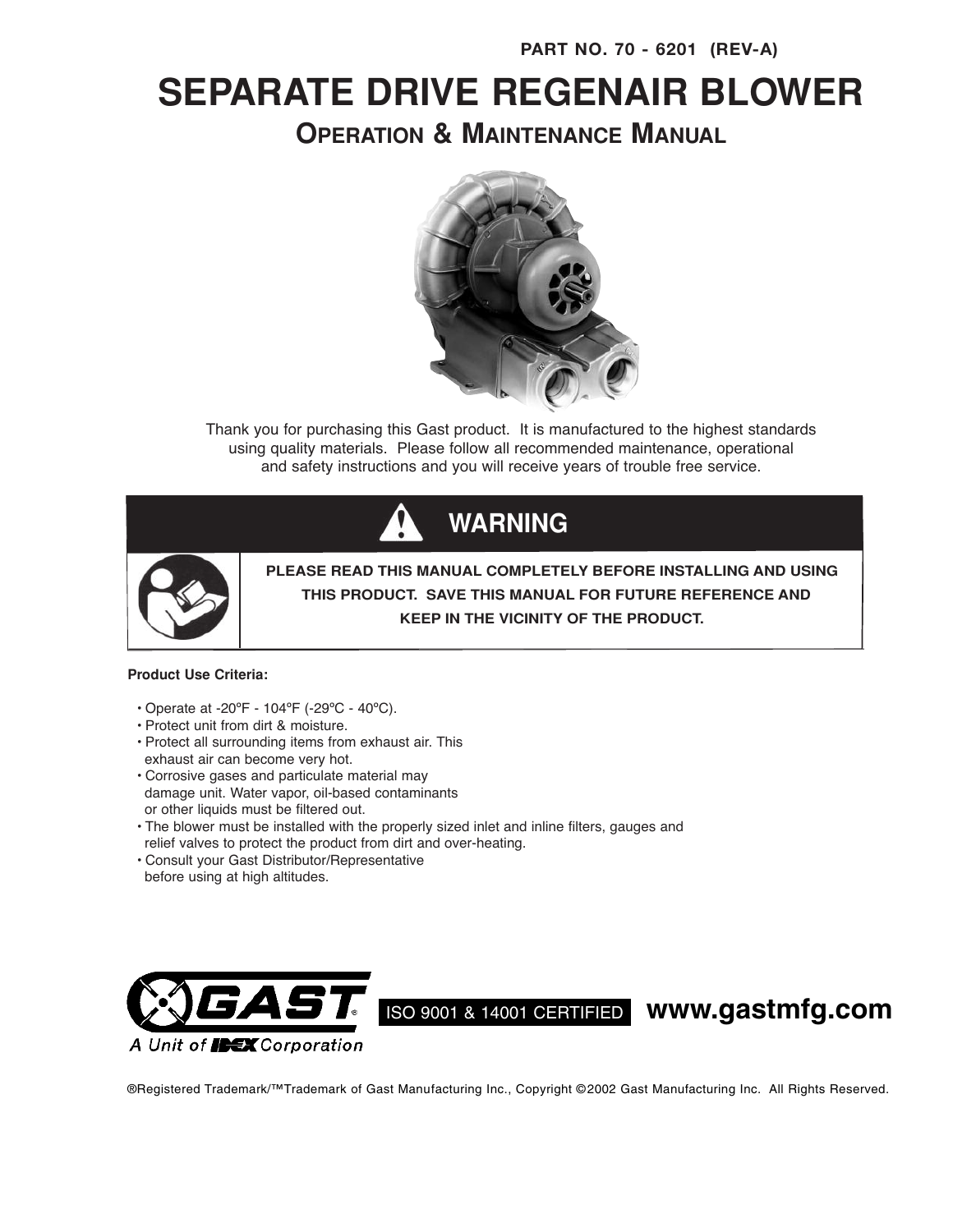PART NO. 70 - 6201 (REV-A)

# SEPARATE DRIVE REGENAIR BLOWER

## Operation & Maintenance Manual

Thank you for purchasing this Gast product. It is manufactured to the highest standards using quality materials. Please follow all recommended maintenance, operational and safety instructions and you will receive years of trouble free service.

**WARNING**

**PLEASE READ THIS MANUAL COMPLETELY BEFORE INSTALLING AND USING THIS PRODUCT. SAVE THIS MANUAL FOR FUTURE REFERENCE AND KEEP IN THE VICINITY OF THE PRODUCT.**

**Product Use Criteria:**

- Operate at -20ºF - 104ºF (-29ºC - 40ºC).
- Protect unit from dirt & moisture.
- Protect all surrounding items from exhaust air. This exhaust air can become very hot.
- Corrosive gases and particulate material may damage unit. Water vapor, oil-based contaminants or other liquids must be filtered out.
- The blower must be installed with the properly sized inlet and inline filters, gauges and relief valves to protect the product from dirt and over-heating.
- Consult your Gast Distributor/Representative before using at high altitudes.

GAST® A Unit of IDEX Corporation

ISO 9001 & 14001 CERTIFIED **www.gastmfg.com**

®Registered Trademark/™Trademark of Gast Manufacturing Inc., Copyright ©2002 Gast Manufacturing Inc. All Rights Reserved.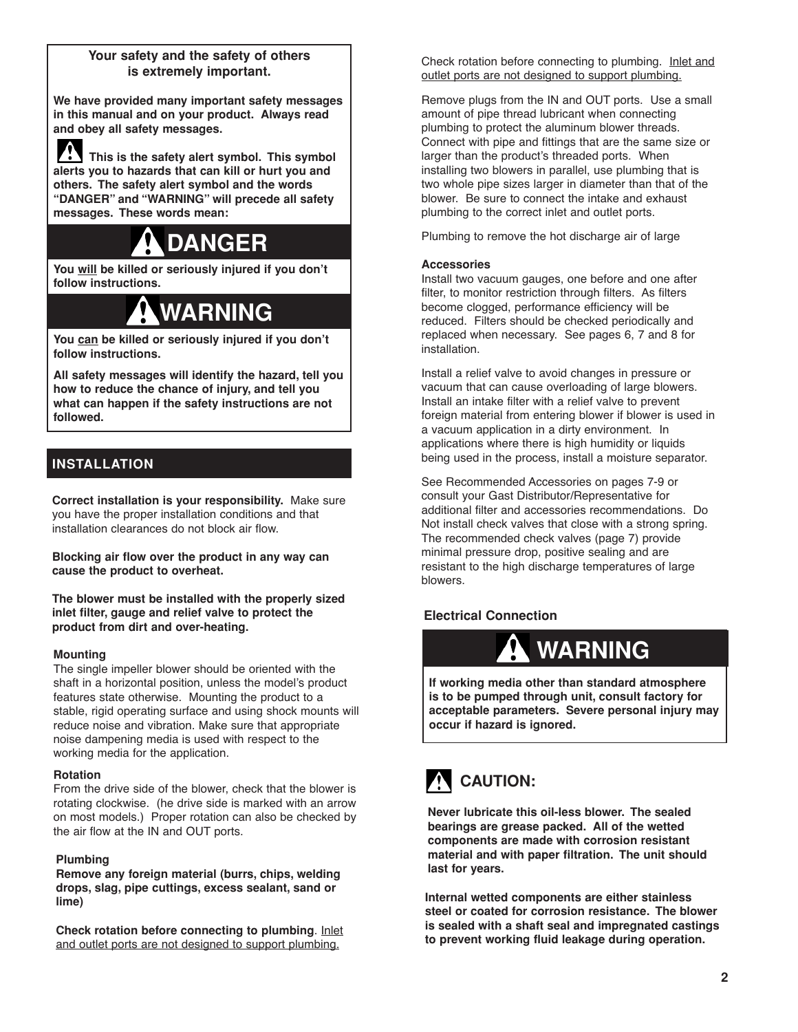**Your safety and the safety of others is extremely important.**

**We have provided many important safety messages in this manual and on your product. Always read and obey all safety messages.**

**⚠ This is the safety alert symbol. This symbol alerts you to hazards that can kill or hurt you and others. The safety alert symbol and the words "DANGER" and "WARNING" will precede all safety messages. These words mean:**

# ⚠ DANGER

**You will be killed or seriously injured if you don't follow instructions.**

# ⚠ WARNING

**You can be killed or seriously injured if you don't follow instructions.**

**All safety messages will identify the hazard, tell you how to reduce the chance of injury, and tell you what can happen if the safety instructions are not followed.**

## INSTALLATION

**Correct installation is your responsibility.** Make sure you have the proper installation conditions and that installation clearances do not block air flow.

**Blocking air flow over the product in any way can cause the product to overheat.**

**The blower must be installed with the properly sized inlet filter, gauge and relief valve to protect the product from dirt and over-heating.**

### Mounting

The single impeller blower should be oriented with the shaft in a horizontal position, unless the model's product features state otherwise. Mounting the product to a stable, rigid operating surface and using shock mounts will reduce noise and vibration. Make sure that appropriate noise dampening media is used with respect to the working media for the application.

### Rotation

From the drive side of the blower, check that the blower is rotating clockwise. (he drive side is marked with an arrow on most models.) Proper rotation can also be checked by the air flow at the IN and OUT ports.

### Plumbing

**Remove any foreign material (burrs, chips, welding drops, slag, pipe cuttings, excess sealant, sand or lime)**

**Check rotation before connecting to plumbing**. Inlet and outlet ports are not designed to support plumbing.

Check rotation before connecting to plumbing. Inlet and outlet ports are not designed to support plumbing.

Remove plugs from the IN and OUT ports. Use a small amount of pipe thread lubricant when connecting plumbing to protect the aluminum blower threads. Connect with pipe and fittings that are the same size or larger than the product's threaded ports. When installing two blowers in parallel, use plumbing that is two whole pipe sizes larger in diameter than that of the blower. Be sure to connect the intake and exhaust plumbing to the correct inlet and outlet ports.

Plumbing to remove the hot discharge air of large

### Accessories

Install two vacuum gauges, one before and one after filter, to monitor restriction through filters. As filters become clogged, performance efficiency will be reduced. Filters should be checked periodically and replaced when necessary. See pages 6, 7 and 8 for installation.

Install a relief valve to avoid changes in pressure or vacuum that can cause overloading of large blowers. Install an intake filter with a relief valve to prevent foreign material from entering blower if blower is used in a vacuum application in a dirty environment. In applications where there is high humidity or liquids being used in the process, install a moisture separator.

See Recommended Accessories on pages 7-9 or consult your Gast Distributor/Representative for additional filter and accessories recommendations. Do Not install check valves that close with a strong spring. The recommended check valves (page 7) provide minimal pressure drop, positive sealing and are resistant to the high discharge temperatures of large blowers.

### Electrical Connection

# ⚠ WARNING

**If working media other than standard atmosphere is to be pumped through unit, consult factory for acceptable parameters. Severe personal injury may occur if hazard is ignored.**

## ⚠ CAUTION:

**Never lubricate this oil-less blower. The sealed bearings are grease packed. All of the wetted components are made with corrosion resistant material and with paper filtration. The unit should last for years.**

**Internal wetted components are either stainless steel or coated for corrosion resistance. The blower is sealed with a shaft seal and impregnated castings to prevent working fluid leakage during operation.**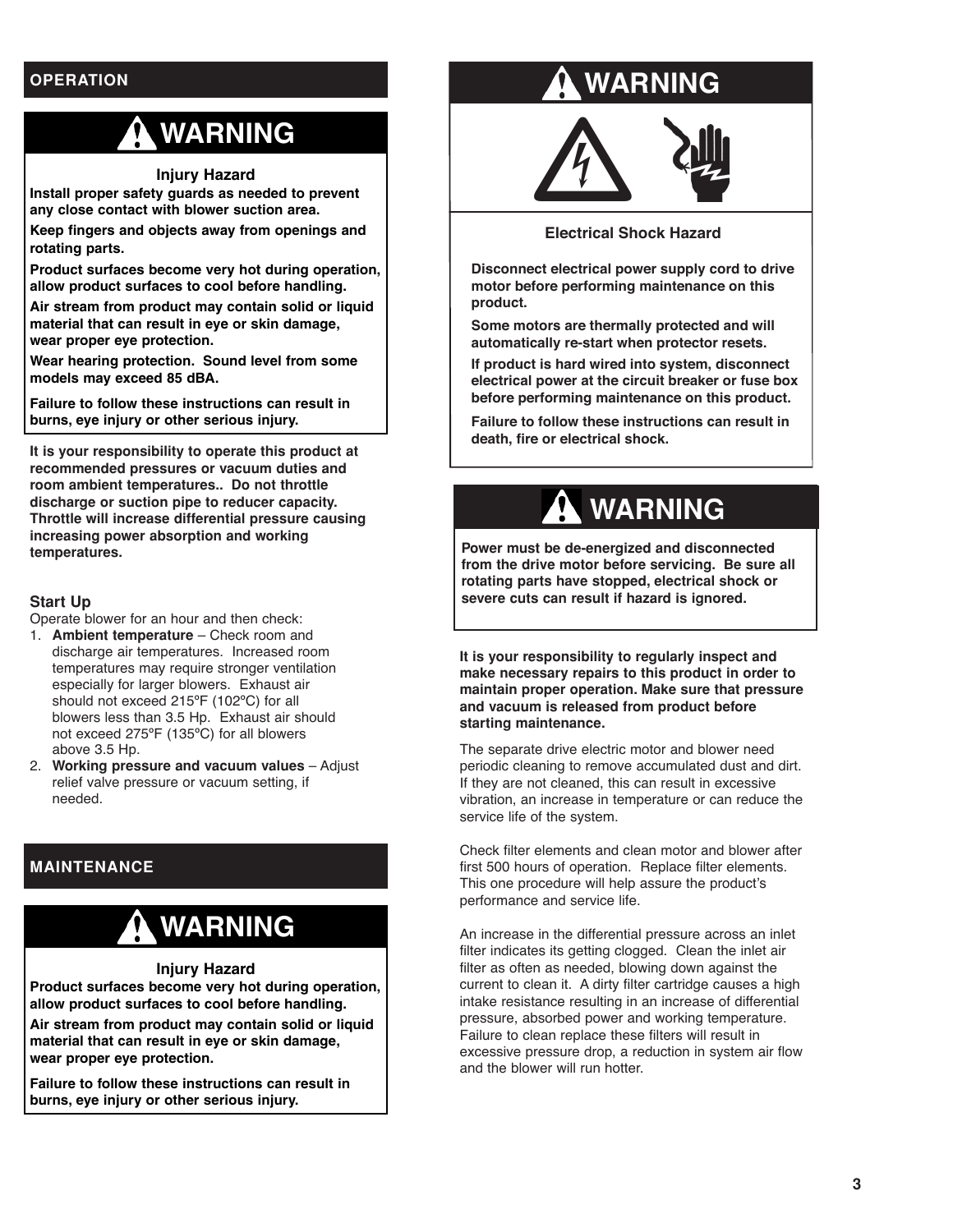## OPERATION

### ⚠ WARNING

**Injury Hazard**

**Install proper safety guards as needed to prevent any close contact with blower suction area.**

**Keep fingers and objects away from openings and rotating parts.**

**Product surfaces become very hot during operation, allow product surfaces to cool before handling.**

**Air stream from product may contain solid or liquid material that can result in eye or skin damage, wear proper eye protection.**

**Wear hearing protection. Sound level from some models may exceed 85 dBA.**

**Failure to follow these instructions can result in burns, eye injury or other serious injury.**

**It is your responsibility to operate this product at recommended pressures or vacuum duties and room ambient temperatures.. Do not throttle discharge or suction pipe to reducer capacity. Throttle will increase differential pressure causing increasing power absorption and working temperatures.**

### Start Up

Operate blower for an hour and then check:

1. **Ambient temperature** – Check room and discharge air temperatures. Increased room temperatures may require stronger ventilation especially for larger blowers. Exhaust air should not exceed 215ºF (102ºC) for all blowers less than 3.5 Hp. Exhaust air should not exceed 275ºF (135ºC) for all blowers above 3.5 Hp.
2. **Working pressure and vacuum values** – Adjust relief valve pressure or vacuum setting, if needed.

## MAINTENANCE

### ⚠ WARNING

**Injury Hazard**

**Product surfaces become very hot during operation, allow product surfaces to cool before handling.**

**Air stream from product may contain solid or liquid material that can result in eye or skin damage, wear proper eye protection.**

**Failure to follow these instructions can result in burns, eye injury or other serious injury.**

### ⚠ WARNING

**Electrical Shock Hazard**

**Disconnect electrical power supply cord to drive motor before performing maintenance on this product.**

**Some motors are thermally protected and will automatically re-start when protector resets.**

**If product is hard wired into system, disconnect electrical power at the circuit breaker or fuse box before performing maintenance on this product.**

**Failure to follow these instructions can result in death, fire or electrical shock.**

### ⚠ WARNING

**Power must be de-energized and disconnected from the drive motor before servicing. Be sure all rotating parts have stopped, electrical shock or severe cuts can result if hazard is ignored.**

**It is your responsibility to regularly inspect and make necessary repairs to this product in order to maintain proper operation. Make sure that pressure and vacuum is released from product before starting maintenance.**

The separate drive electric motor and blower need periodic cleaning to remove accumulated dust and dirt. If they are not cleaned, this can result in excessive vibration, an increase in temperature or can reduce the service life of the system.

Check filter elements and clean motor and blower after first 500 hours of operation. Replace filter elements. This one procedure will help assure the product's performance and service life.

An increase in the differential pressure across an inlet filter indicates its getting clogged. Clean the inlet air filter as often as needed, blowing down against the current to clean it. A dirty filter cartridge causes a high intake resistance resulting in an increase of differential pressure, absorbed power and working temperature. Failure to clean replace these filters will result in excessive pressure drop, a reduction in system air flow and the blower will run hotter.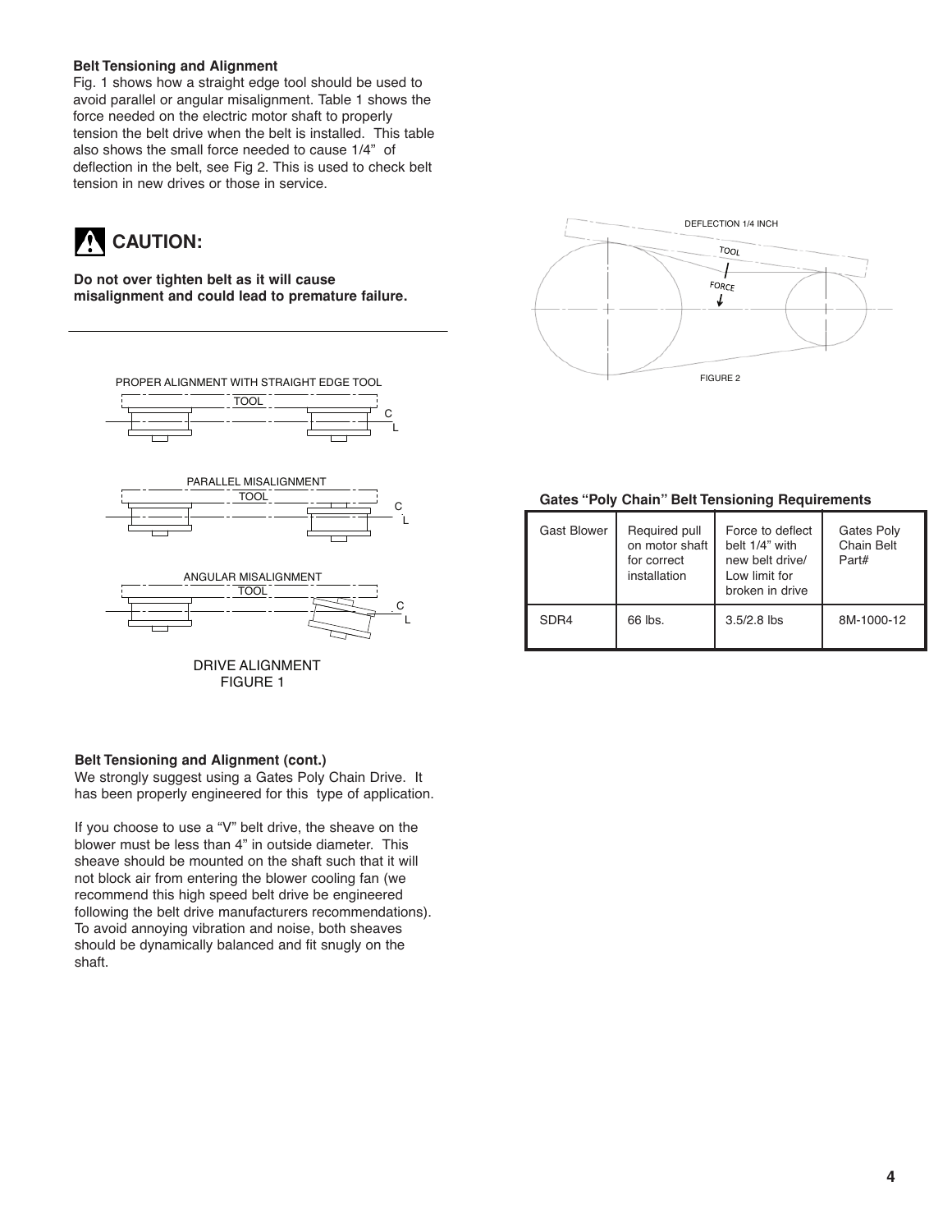**Belt Tensioning and Alignment**

Fig. 1 shows how a straight edge tool should be used to avoid parallel or angular misalignment. Table 1 shows the force needed on the electric motor shaft to properly tension the belt drive when the belt is installed. This table also shows the small force needed to cause 1/4" of deflection in the belt, see Fig 2. This is used to check belt tension in new drives or those in service.

## ⚠ CAUTION:

**Do not over tighten belt as it will cause misalignment and could lead to premature failure.**

PROPER ALIGNMENT WITH STRAIGHT EDGE TOOL

PARALLEL MISALIGNMENT

ANGULAR MISALIGNMENT

DRIVE ALIGNMENT
FIGURE 1

DEFLECTION 1/4 INCH

FIGURE 2

**Gates "Poly Chain" Belt Tensioning Requirements**

| Gast Blower | Required pull on motor shaft for correct installation | Force to deflect belt 1/4" with new belt drive/ Low limit for broken in drive | Gates Poly Chain Belt Part# |
|---|---|---|---|
| SDR4 | 66 lbs. | 3.5/2.8 lbs | 8M-1000-12 |

**Belt Tensioning and Alignment (cont.)**

We strongly suggest using a Gates Poly Chain Drive. It has been properly engineered for this type of application.

If you choose to use a "V" belt drive, the sheave on the blower must be less than 4" in outside diameter. This sheave should be mounted on the shaft such that it will not block air from entering the blower cooling fan (we recommend this high speed belt drive be engineered following the belt drive manufacturers recommendations). To avoid annoying vibration and noise, both sheaves should be dynamically balanced and fit snugly on the shaft.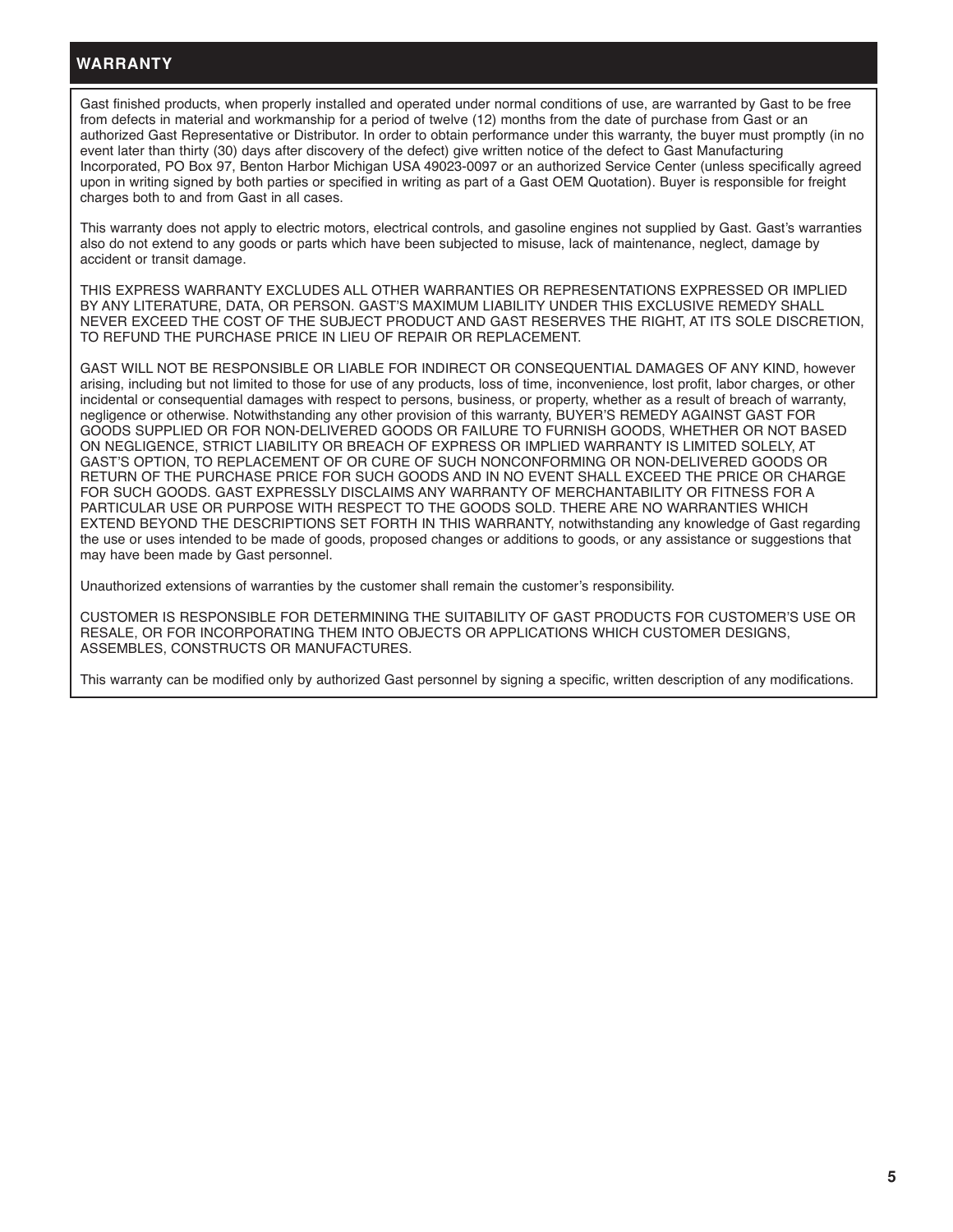## WARRANTY

Gast finished products, when properly installed and operated under normal conditions of use, are warranted by Gast to be free from defects in material and workmanship for a period of twelve (12) months from the date of purchase from Gast or an authorized Gast Representative or Distributor. In order to obtain performance under this warranty, the buyer must promptly (in no event later than thirty (30) days after discovery of the defect) give written notice of the defect to Gast Manufacturing Incorporated, PO Box 97, Benton Harbor Michigan USA 49023-0097 or an authorized Service Center (unless specifically agreed upon in writing signed by both parties or specified in writing as part of a Gast OEM Quotation). Buyer is responsible for freight charges both to and from Gast in all cases.

This warranty does not apply to electric motors, electrical controls, and gasoline engines not supplied by Gast. Gast's warranties also do not extend to any goods or parts which have been subjected to misuse, lack of maintenance, neglect, damage by accident or transit damage.

THIS EXPRESS WARRANTY EXCLUDES ALL OTHER WARRANTIES OR REPRESENTATIONS EXPRESSED OR IMPLIED BY ANY LITERATURE, DATA, OR PERSON. GAST'S MAXIMUM LIABILITY UNDER THIS EXCLUSIVE REMEDY SHALL NEVER EXCEED THE COST OF THE SUBJECT PRODUCT AND GAST RESERVES THE RIGHT, AT ITS SOLE DISCRETION, TO REFUND THE PURCHASE PRICE IN LIEU OF REPAIR OR REPLACEMENT.

GAST WILL NOT BE RESPONSIBLE OR LIABLE FOR INDIRECT OR CONSEQUENTIAL DAMAGES OF ANY KIND, however arising, including but not limited to those for use of any products, loss of time, inconvenience, lost profit, labor charges, or other incidental or consequential damages with respect to persons, business, or property, whether as a result of breach of warranty, negligence or otherwise. Notwithstanding any other provision of this warranty, BUYER'S REMEDY AGAINST GAST FOR GOODS SUPPLIED OR FOR NON-DELIVERED GOODS OR FAILURE TO FURNISH GOODS, WHETHER OR NOT BASED ON NEGLIGENCE, STRICT LIABILITY OR BREACH OF EXPRESS OR IMPLIED WARRANTY IS LIMITED SOLELY, AT GAST'S OPTION, TO REPLACEMENT OF OR CURE OF SUCH NONCONFORMING OR NON-DELIVERED GOODS OR RETURN OF THE PURCHASE PRICE FOR SUCH GOODS AND IN NO EVENT SHALL EXCEED THE PRICE OR CHARGE FOR SUCH GOODS. GAST EXPRESSLY DISCLAIMS ANY WARRANTY OF MERCHANTABILITY OR FITNESS FOR A PARTICULAR USE OR PURPOSE WITH RESPECT TO THE GOODS SOLD. THERE ARE NO WARRANTIES WHICH EXTEND BEYOND THE DESCRIPTIONS SET FORTH IN THIS WARRANTY, notwithstanding any knowledge of Gast regarding the use or uses intended to be made of goods, proposed changes or additions to goods, or any assistance or suggestions that may have been made by Gast personnel.

Unauthorized extensions of warranties by the customer shall remain the customer's responsibility.

CUSTOMER IS RESPONSIBLE FOR DETERMINING THE SUITABILITY OF GAST PRODUCTS FOR CUSTOMER'S USE OR RESALE, OR FOR INCORPORATING THEM INTO OBJECTS OR APPLICATIONS WHICH CUSTOMER DESIGNS, ASSEMBLES, CONSTRUCTS OR MANUFACTURES.

This warranty can be modified only by authorized Gast personnel by signing a specific, written description of any modifications.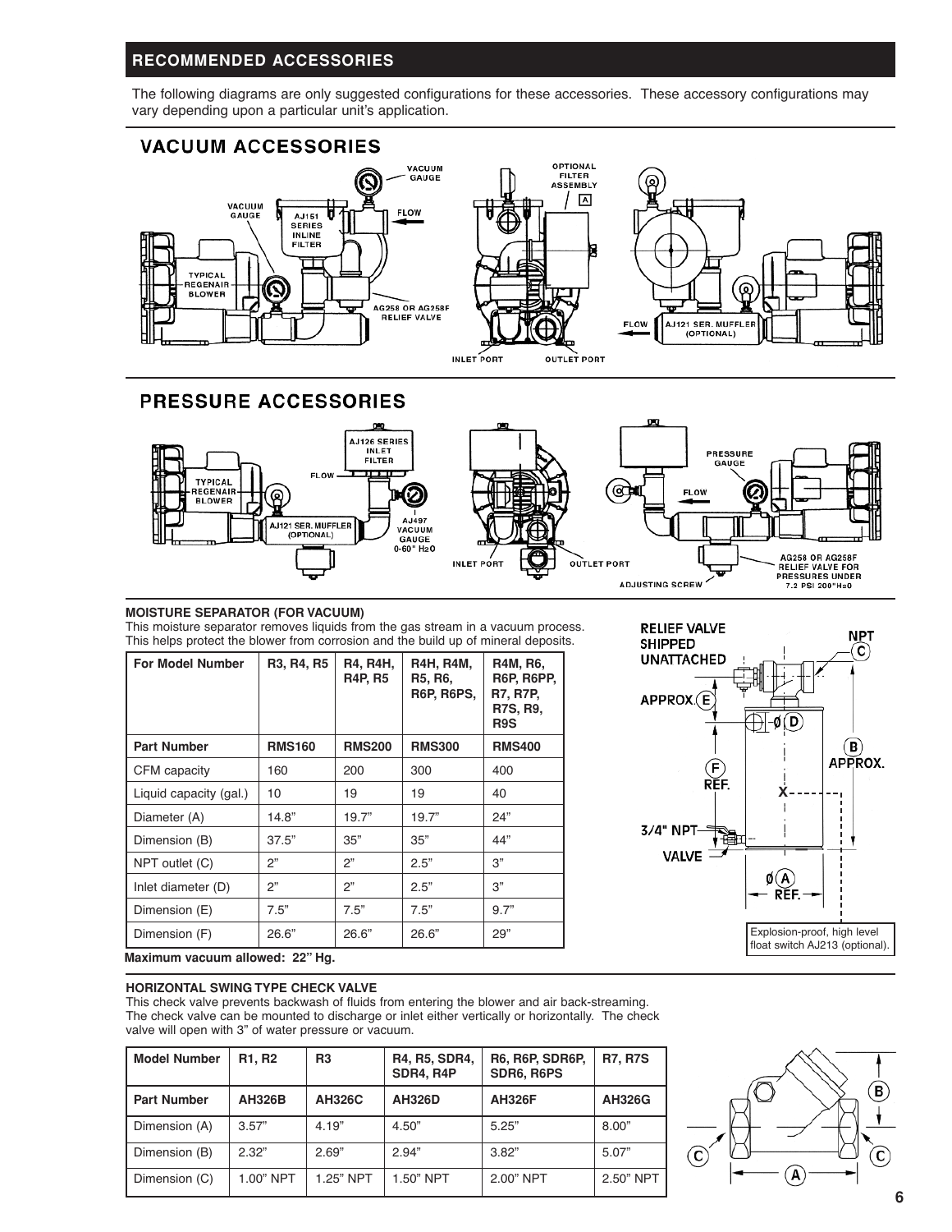## RECOMMENDED ACCESSORIES

The following diagrams are only suggested configurations for these accessories. These accessory configurations may vary depending upon a particular unit's application.

### VACUUM ACCESSORIES

### PRESSURE ACCESSORIES

#### MOISTURE SEPARATOR (FOR VACUUM)

This moisture separator removes liquids from the gas stream in a vacuum process. This helps protect the blower from corrosion and the build up of mineral deposits.

| For Model Number | R3, R4, R5 | R4, R4H, R4P, R5 | R4H, R4M, R5, R6, R6P, R6PS, | R4M, R6, R6P, R6PP, R7, R7P, R7S, R9, R9S |
|---|---|---|---|---|
| **Part Number** | **RMS160** | **RMS200** | **RMS300** | **RMS400** |
| CFM capacity | 160 | 200 | 300 | 400 |
| Liquid capacity (gal.) | 10 | 19 | 19 | 40 |
| Diameter (A) | 14.8" | 19.7" | 19.7" | 24" |
| Dimension (B) | 37.5" | 35" | 35" | 44" |
| NPT outlet (C) | 2" | 2" | 2.5" | 3" |
| Inlet diameter (D) | 2" | 2" | 2.5" | 3" |
| Dimension (E) | 7.5" | 7.5" | 7.5" | 9.7" |
| Dimension (F) | 26.6" | 26.6" | 26.6" | 29" |

**Maximum vacuum allowed: 22" Hg.**

Explosion-proof, high level float switch AJ213 (optional).

#### HORIZONTAL SWING TYPE CHECK VALVE

This check valve prevents backwash of fluids from entering the blower and air back-streaming. The check valve can be mounted to discharge or inlet either vertically or horizontally. The check valve will open with 3" of water pressure or vacuum.

| Model Number | R1, R2 | R3 | R4, R5, SDR4, SDR4, R4P | R6, R6P, SDR6P, SDR6, R6PS | R7, R7S |
|---|---|---|---|---|---|
| **Part Number** | **AH326B** | **AH326C** | **AH326D** | **AH326F** | **AH326G** |
| Dimension (A) | 3.57" | 4.19" | 4.50" | 5.25" | 8.00" |
| Dimension (B) | 2.32" | 2.69" | 2.94" | 3.82" | 5.07" |
| Dimension (C) | 1.00" NPT | 1.25" NPT | 1.50" NPT | 2.00" NPT | 2.50" NPT |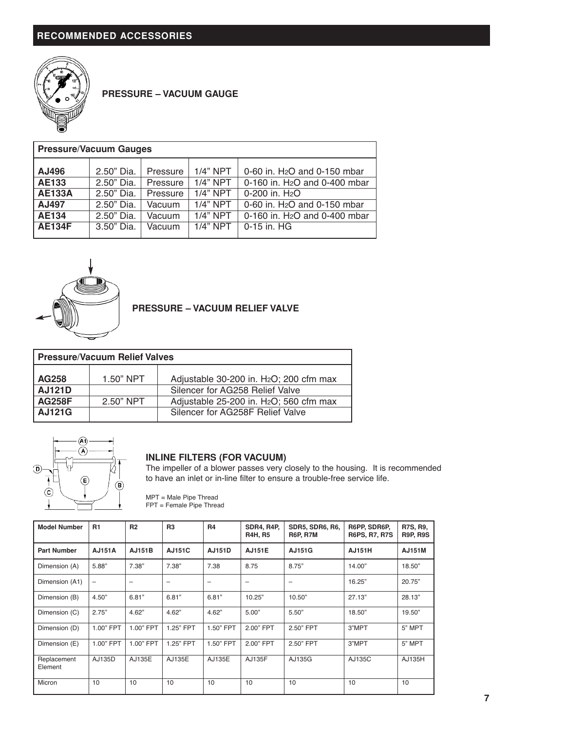## RECOMMENDED ACCESSORIES

### PRESSURE – VACUUM GAUGE

| Pressure/Vacuum Gauges | | | | |
|---|---|---|---|---|
| **AJ496** | 2.50" Dia. | Pressure | 1/4" NPT | 0-60 in. $H_2O$ and 0-150 mbar |
| **AE133** | 2.50" Dia. | Pressure | 1/4" NPT | 0-160 in. $H_2O$ and 0-400 mbar |
| **AE133A** | 2.50" Dia. | Pressure | 1/4" NPT | 0-200 in. $H_2O$ |
| **AJ497** | 2.50" Dia. | Vacuum | 1/4" NPT | 0-60 in. $H_2O$ and 0-150 mbar |
| **AE134** | 2.50" Dia. | Vacuum | 1/4" NPT | 0-160 in. $H_2O$ and 0-400 mbar |
| **AE134F** | 3.50" Dia. | Vacuum | 1/4" NPT | 0-15 in. HG |

### PRESSURE – VACUUM RELIEF VALVE

| Pressure/Vacuum Relief Valves | | |
|---|---|---|
| **AG258** | 1.50" NPT | Adjustable 30-200 in. $H_2O$; 200 cfm max |
| **AJ121D** | | Silencer for AG258 Relief Valve |
| **AG258F** | 2.50" NPT | Adjustable 25-200 in. $H_2O$; 560 cfm max |
| **AJ121G** | | Silencer for AG258F Relief Valve |

### INLINE FILTERS (FOR VACUUM)

The impeller of a blower passes very closely to the housing. It is recommended to have an inlet or in-line filter to ensure a trouble-free service life.

MPT = Male Pipe Thread
FPT = Female Pipe Thread

| Model Number | R1 | R2 | R3 | R4 | SDR4, R4P, R4H, R5 | SDR5, SDR6, R6, R6P, R7M | R6PP, SDR6P, R6PS, R7, R7S | R7S, R9, R9P, R9S |
|---|---|---|---|---|---|---|---|---|
| **Part Number** | **AJ151A** | **AJ151B** | **AJ151C** | **AJ151D** | **AJ151E** | **AJ151G** | **AJ151H** | **AJ151M** |
| Dimension (A) | 5.88" | 7.38" | 7.38" | 7.38 | 8.75 | 8.75" | 14.00" | 18.50" |
| Dimension (A1) | – | – | – | – | – | – | 16.25" | 20.75" |
| Dimension (B) | 4.50" | 6.81" | 6.81" | 6.81" | 10.25" | 10.50" | 27.13" | 28.13" |
| Dimension (C) | 2.75" | 4.62" | 4.62" | 4.62" | 5.00" | 5.50" | 18.50" | 19.50" |
| Dimension (D) | 1.00" FPT | 1.00" FPT | 1.25" FPT | 1.50" FPT | 2.00" FPT | 2.50" FPT | 3"MPT | 5" MPT |
| Dimension (E) | 1.00" FPT | 1.00" FPT | 1.25" FPT | 1.50" FPT | 2.00" FPT | 2.50" FPT | 3"MPT | 5" MPT |
| Replacement Element | AJ135D | AJ135E | AJ135E | AJ135E | AJ135F | AJ135G | AJ135C | AJ135H |
| Micron | 10 | 10 | 10 | 10 | 10 | 10 | 10 | 10 |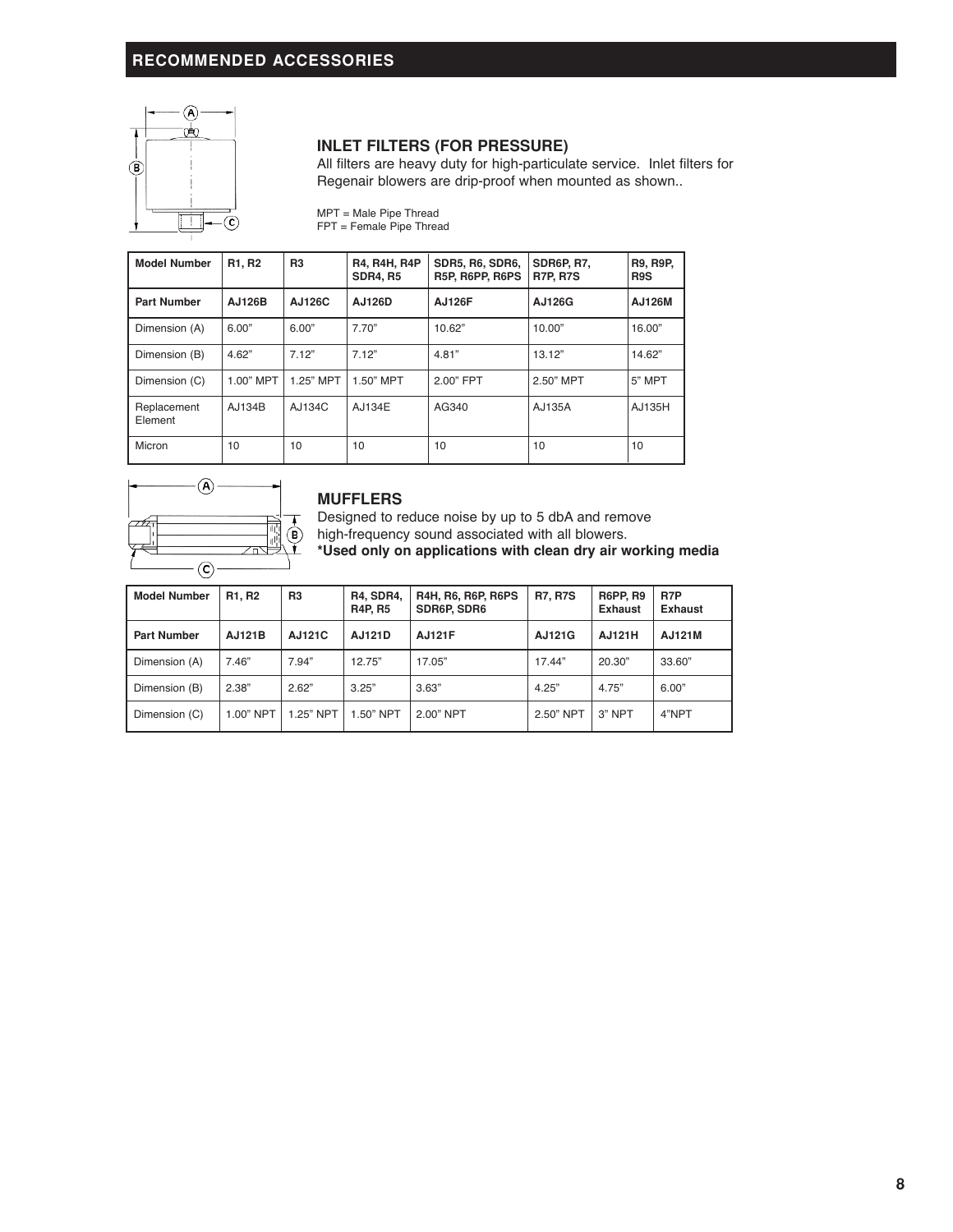## RECOMMENDED ACCESSORIES

### INLET FILTERS (FOR PRESSURE)

All filters are heavy duty for high-particulate service. Inlet filters for Regenair blowers are drip-proof when mounted as shown..

MPT = Male Pipe Thread
FPT = Female Pipe Thread

| Model Number | R1, R2 | R3 | R4, R4H, R4P SDR4, R5 | SDR5, R6, SDR6, R5P, R6PP, R6PS | SDR6P, R7, R7P, R7S | R9, R9P, R9S |
|---|---|---|---|---|---|---|
| **Part Number** | **AJ126B** | **AJ126C** | **AJ126D** | **AJ126F** | **AJ126G** | **AJ126M** |
| Dimension (A) | 6.00" | 6.00" | 7.70" | 10.62" | 10.00" | 16.00" |
| Dimension (B) | 4.62" | 7.12" | 7.12" | 4.81" | 13.12" | 14.62" |
| Dimension (C) | 1.00" MPT | 1.25" MPT | 1.50" MPT | 2.00" FPT | 2.50" MPT | 5" MPT |
| Replacement Element | AJ134B | AJ134C | AJ134E | AG340 | AJ135A | AJ135H |
| Micron | 10 | 10 | 10 | 10 | 10 | 10 |

### MUFFLERS

Designed to reduce noise by up to 5 dbA and remove high-frequency sound associated with all blowers.
**\*Used only on applications with clean dry air working media**

| Model Number | R1, R2 | R3 | R4, SDR4, R4P, R5 | R4H, R6, R6P, R6PS SDR6P, SDR6 | R7, R7S | R6PP, R9 Exhaust | R7P Exhaust |
|---|---|---|---|---|---|---|---|
| **Part Number** | **AJ121B** | **AJ121C** | **AJ121D** | **AJ121F** | **AJ121G** | **AJ121H** | **AJ121M** |
| Dimension (A) | 7.46" | 7.94" | 12.75" | 17.05" | 17.44" | 20.30" | 33.60" |
| Dimension (B) | 2.38" | 2.62" | 3.25" | 3.63" | 4.25" | 4.75" | 6.00" |
| Dimension (C) | 1.00" NPT | 1.25" NPT | 1.50" NPT | 2.00" NPT | 2.50" NPT | 3" NPT | 4"NPT |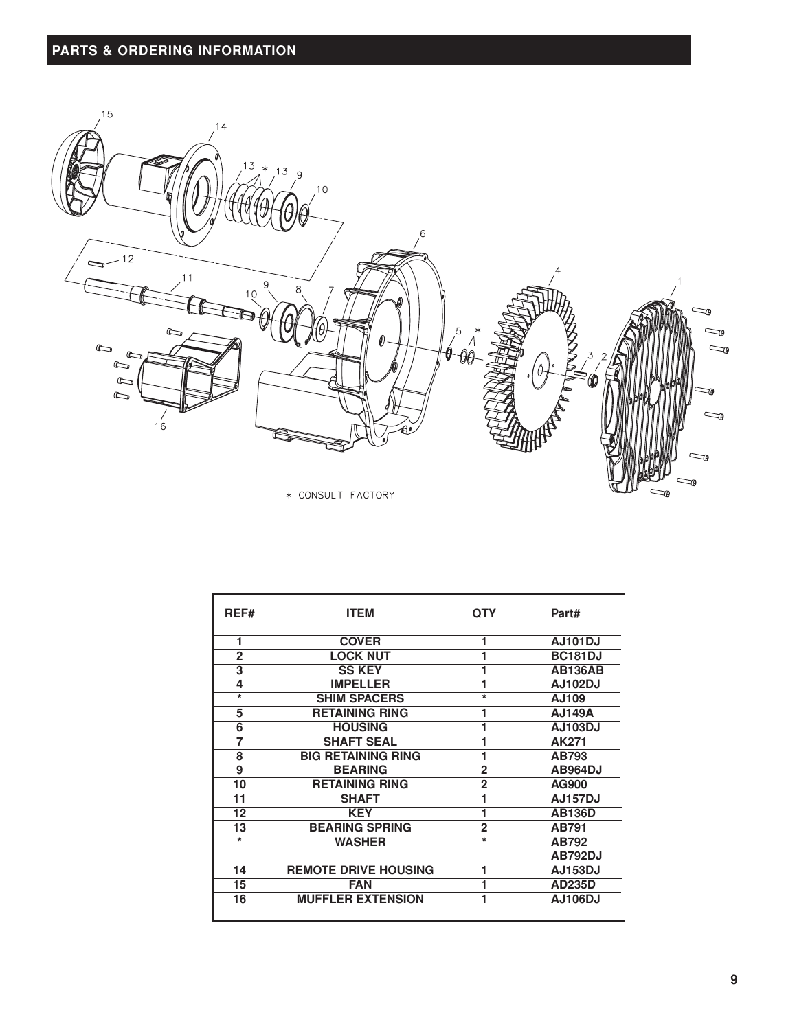## PARTS & ORDERING INFORMATION

* CONSULT FACTORY

| REF# | ITEM | QTY | Part# |
|---|---|---|---|
| 1 | COVER | 1 | AJ101DJ |
| 2 | LOCK NUT | 1 | BC181DJ |
| 3 | SS KEY | 1 | AB136AB |
| 4 | IMPELLER | 1 | AJ102DJ |
| * | SHIM SPACERS | * | AJ109 |
| 5 | RETAINING RING | 1 | AJ149A |
| 6 | HOUSING | 1 | AJ103DJ |
| 7 | SHAFT SEAL | 1 | AK271 |
| 8 | BIG RETAINING RING | 1 | AB793 |
| 9 | BEARING | 2 | AB964DJ |
| 10 | RETAINING RING | 2 | AG900 |
| 11 | SHAFT | 1 | AJ157DJ |
| 12 | KEY | 1 | AB136D |
| 13 | BEARING SPRING | 2 | AB791 |
| * | WASHER | * | AB792<br>AB792DJ |
| 14 | REMOTE DRIVE HOUSING | 1 | AJ153DJ |
| 15 | FAN | 1 | AD235D |
| 16 | MUFFLER EXTENSION | 1 | AJ106DJ |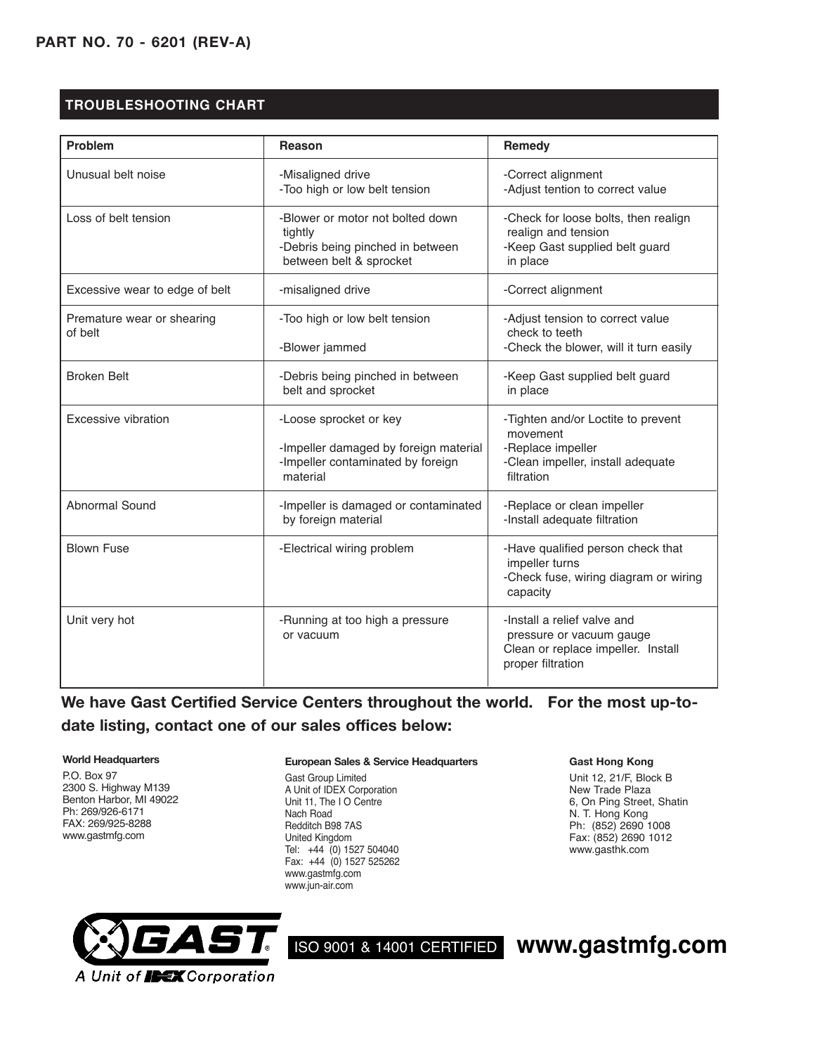PART NO. 70 - 6201 (REV-A)

## TROUBLESHOOTING CHART

| Problem | Reason | Remedy |
| --- | --- | --- |
| Unusual belt noise | -Misaligned drive<br>-Too high or low belt tension | -Correct alignment<br>-Adjust tention to correct value |
| Loss of belt tension | -Blower or motor not bolted down tightly<br>-Debris being pinched in between between belt & sprocket | -Check for loose bolts, then realign realign and tension<br>-Keep Gast supplied belt guard in place |
| Excessive wear to edge of belt | -misaligned drive | -Correct alignment |
| Premature wear or shearing of belt | -Too high or low belt tension<br>-Blower jammed | -Adjust tension to correct value check to teeth<br>-Check the blower, will it turn easily |
| Broken Belt | -Debris being pinched in between belt and sprocket | -Keep Gast supplied belt guard in place |
| Excessive vibration | -Loose sprocket or key<br>-Impeller damaged by foreign material<br>-Impeller contaminated by foreign material | -Tighten and/or Loctite to prevent movement<br>-Replace impeller<br>-Clean impeller, install adequate filtration |
| Abnormal Sound | -Impeller is damaged or contaminated by foreign material | -Replace or clean impeller<br>-Install adequate filtration |
| Blown Fuse | -Electrical wiring problem | -Have qualified person check that impeller turns<br>-Check fuse, wiring diagram or wiring capacity |
| Unit very hot | -Running at too high a pressure or vacuum | -Install a relief valve and pressure or vacuum gauge<br>Clean or replace impeller. Install proper filtration |

**We have Gast Certified Service Centers throughout the world. For the most up-to-date listing, contact one of our sales offices below:**

**World Headquarters**
P.O. Box 97
2300 S. Highway M139
Benton Harbor, MI 49022
Ph: 269/926-6171
FAX: 269/925-8288
www.gastmfg.com

**European Sales & Service Headquarters**
Gast Group Limited
A Unit of IDEX Corporation
Unit 11, The I O Centre
Nach Road
Redditch B98 7AS
United Kingdom
Tel: +44 (0) 1527 504040
Fax: +44 (0) 1527 525262
www.gastmfg.com
www.jun-air.com

**Gast Hong Kong**
Unit 12, 21/F, Block B
New Trade Plaza
6, On Ping Street, Shatin
N. T. Hong Kong
Ph: (852) 2690 1008
Fax: (852) 2690 1012
www.gasthk.com

GAST®
A Unit of IDEX Corporation

ISO 9001 & 14001 CERTIFIED **www.gastmfg.com**